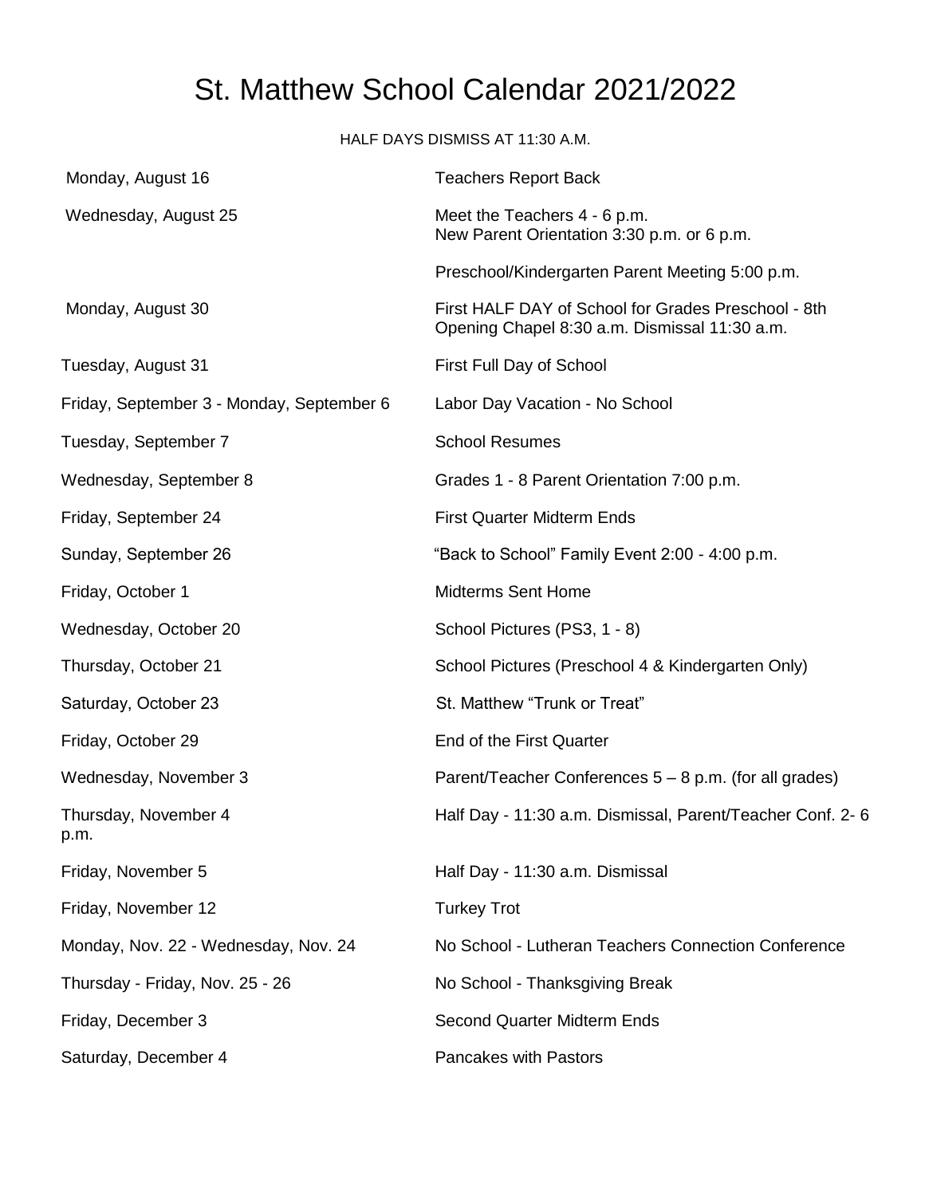# St. Matthew School Calendar 2021/2022

HALF DAYS DISMISS AT 11:30 A.M.

| Date | Event |
|---|---|
| Monday, August 16 | Teachers Report Back |
| Wednesday, August 25 | Meet the Teachers 4 - 6 p.m.<br>New Parent Orientation 3:30 p.m. or 6 p.m.<br>Preschool/Kindergarten Parent Meeting 5:00 p.m. |
| Monday, August 30 | First HALF DAY of School for Grades Preschool - 8th<br>Opening Chapel 8:30 a.m. Dismissal 11:30 a.m. |
| Tuesday, August 31 | First Full Day of School |
| Friday, September 3 - Monday, September 6 | Labor Day Vacation - No School |
| Tuesday, September 7 | School Resumes |
| Wednesday, September 8 | Grades 1 - 8 Parent Orientation 7:00 p.m. |
| Friday, September 24 | First Quarter Midterm Ends |
| Sunday, September 26 | "Back to School" Family Event 2:00 - 4:00 p.m. |
| Friday, October 1 | Midterms Sent Home |
| Wednesday, October 20 | School Pictures (PS3, 1 - 8) |
| Thursday, October 21 | School Pictures (Preschool 4 & Kindergarten Only) |
| Saturday, October 23 | St. Matthew "Trunk or Treat" |
| Friday, October 29 | End of the First Quarter |
| Wednesday, November 3 | Parent/Teacher Conferences 5 – 8 p.m. (for all grades) |
| Thursday, November 4 | Half Day - 11:30 a.m. Dismissal, Parent/Teacher Conf. 2- 6 p.m. |
| Friday, November 5 | Half Day - 11:30 a.m. Dismissal |
| Friday, November 12 | Turkey Trot |
| Monday, Nov. 22 - Wednesday, Nov. 24 | No School - Lutheran Teachers Connection Conference |
| Thursday - Friday, Nov. 25 - 26 | No School - Thanksgiving Break |
| Friday, December 3 | Second Quarter Midterm Ends |
| Saturday, December 4 | Pancakes with Pastors |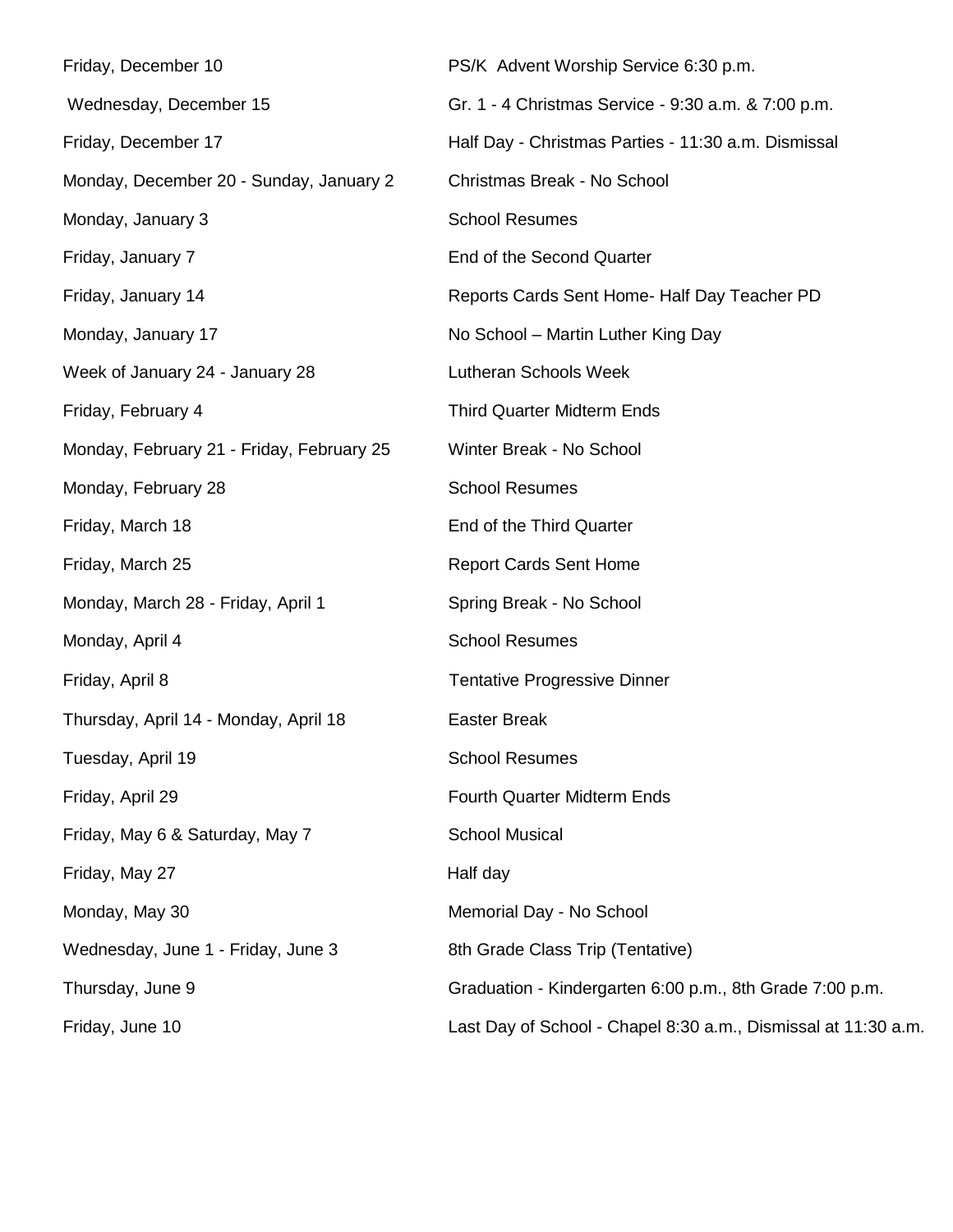| | |
|---|---|
| Friday, December 10 | PS/K  Advent Worship Service 6:30 p.m. |
| Wednesday, December 15 | Gr. 1 - 4 Christmas Service - 9:30 a.m. & 7:00 p.m. |
| Friday, December 17 | Half Day - Christmas Parties - 11:30 a.m. Dismissal |
| Monday, December 20 - Sunday, January 2 | Christmas Break - No School |
| Monday, January 3 | School Resumes |
| Friday, January 7 | End of the Second Quarter |
| Friday, January 14 | Reports Cards Sent Home- Half Day Teacher PD |
| Monday, January 17 | No School – Martin Luther King Day |
| Week of January 24 - January 28 | Lutheran Schools Week |
| Friday, February 4 | Third Quarter Midterm Ends |
| Monday, February 21 - Friday, February 25 | Winter Break - No School |
| Monday, February 28 | School Resumes |
| Friday, March 18 | End of the Third Quarter |
| Friday, March 25 | Report Cards Sent Home |
| Monday, March 28 - Friday, April 1 | Spring Break - No School |
| Monday, April 4 | School Resumes |
| Friday, April 8 | Tentative Progressive Dinner |
| Thursday, April 14 - Monday, April 18 | Easter Break |
| Tuesday, April 19 | School Resumes |
| Friday, April 29 | Fourth Quarter Midterm Ends |
| Friday, May 6 & Saturday, May 7 | School Musical |
| Friday, May 27 | Half day |
| Monday, May 30 | Memorial Day - No School |
| Wednesday, June 1 - Friday, June 3 | 8th Grade Class Trip (Tentative) |
| Thursday, June 9 | Graduation - Kindergarten 6:00 p.m., 8th Grade 7:00 p.m. |
| Friday, June 10 | Last Day of School - Chapel 8:30 a.m., Dismissal at 11:30 a.m. |